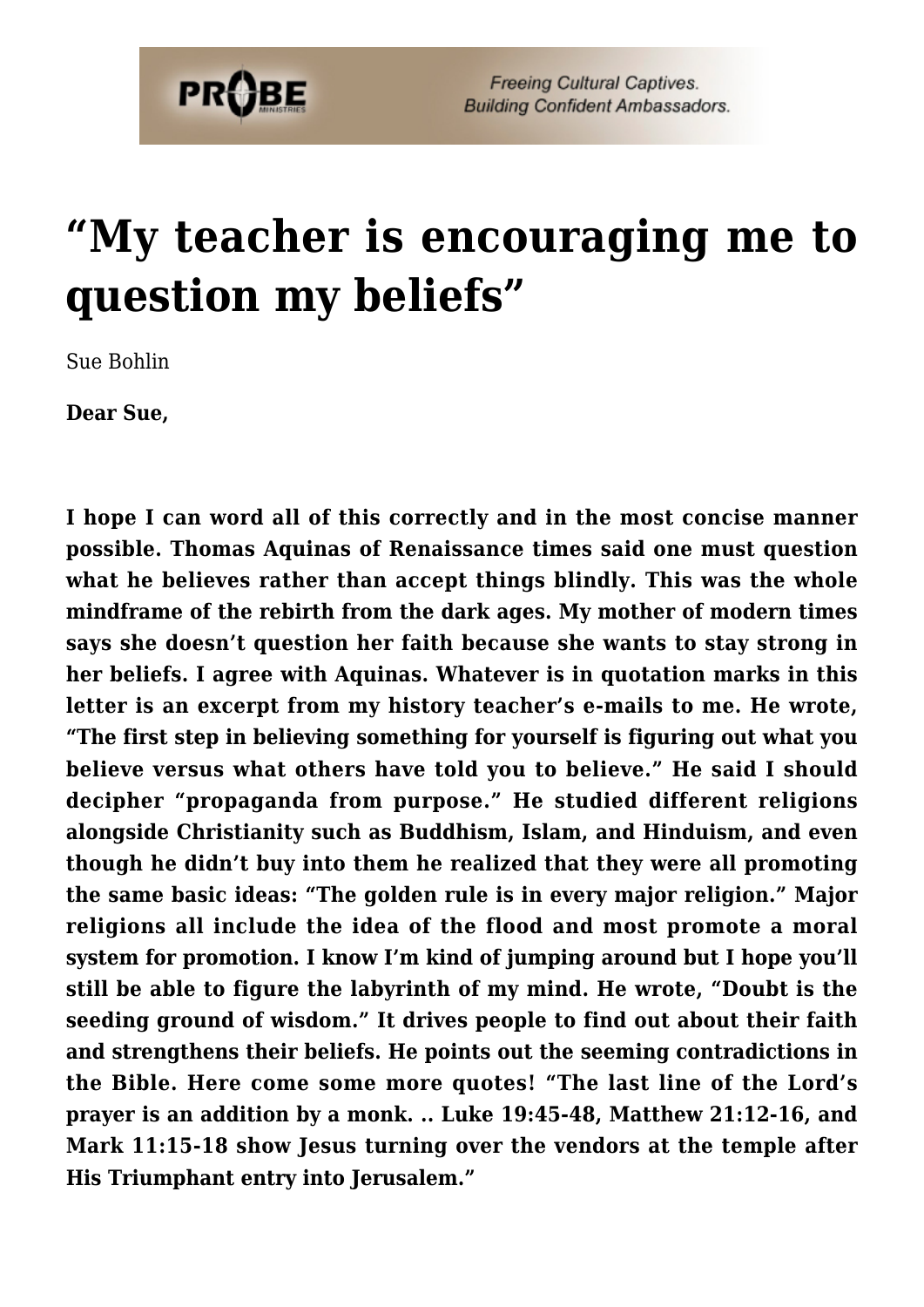# “My teacher is encouraging me to question my beliefs”

Sue Bohlin

**Dear Sue,**

**I hope I can word all of this correctly and in the most concise manner possible. Thomas Aquinas of Renaissance times said one must question what he believes rather than accept things blindly. This was the whole mindframe of the rebirth from the dark ages. My mother of modern times says she doesn’t question her faith because she wants to stay strong in her beliefs. I agree with Aquinas. Whatever is in quotation marks in this letter is an excerpt from my history teacher’s e-mails to me. He wrote, “The first step in believing something for yourself is figuring out what you believe versus what others have told you to believe.” He said I should decipher “propaganda from purpose.” He studied different religions alongside Christianity such as Buddhism, Islam, and Hinduism, and even though he didn’t buy into them he realized that they were all promoting the same basic ideas: “The golden rule is in every major religion.” Major religions all include the idea of the flood and most promote a moral system for promotion. I know I’m kind of jumping around but I hope you’ll still be able to figure the labyrinth of my mind. He wrote, “Doubt is the seeding ground of wisdom.” It drives people to find out about their faith and strengthens their beliefs. He points out the seeming contradictions in the Bible. Here come some more quotes! “The last line of the Lord’s prayer is an addition by a monk. .. Luke 19:45-48, Matthew 21:12-16, and Mark 11:15-18 show Jesus turning over the vendors at the temple after His Triumphant entry into Jerusalem.”**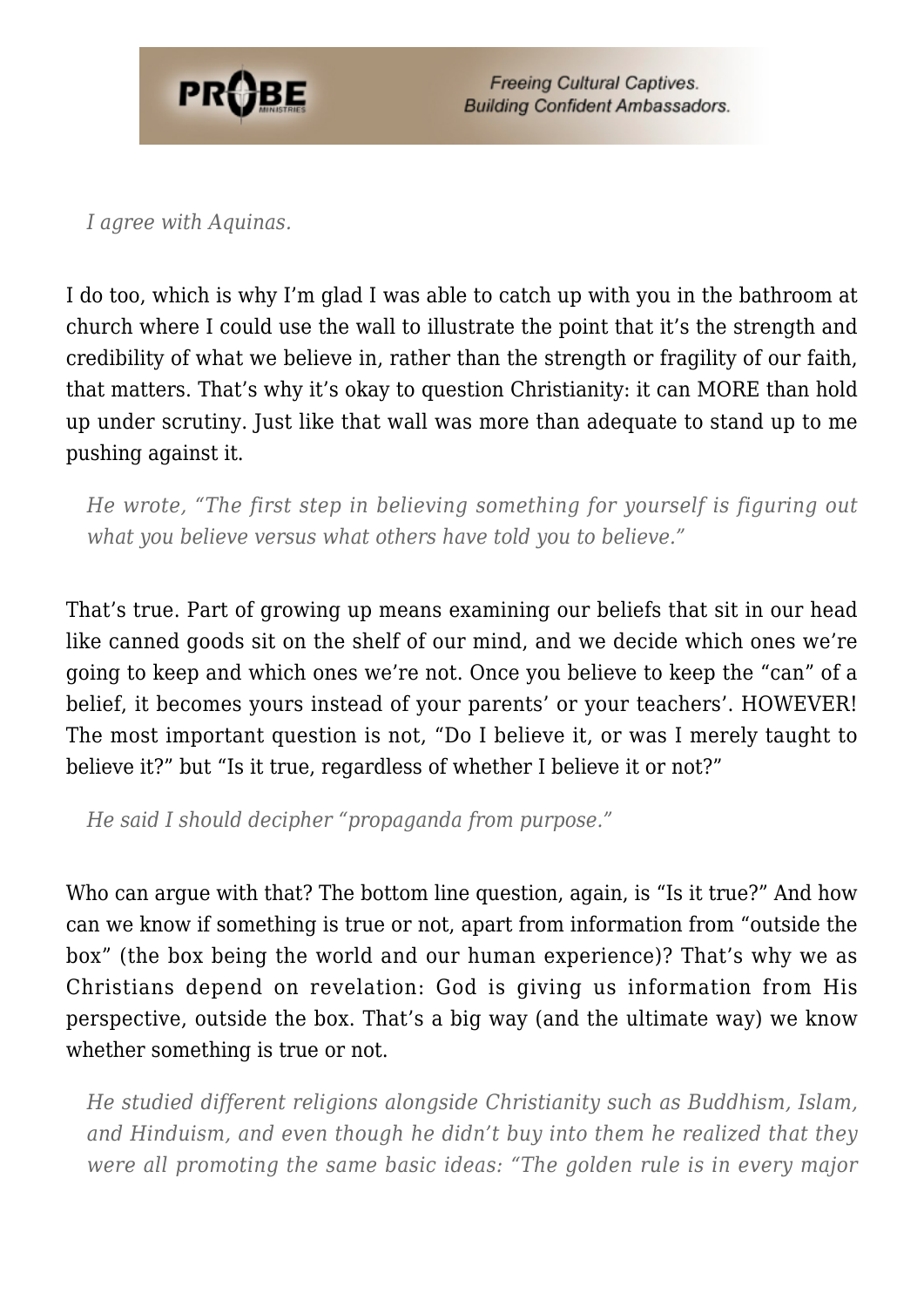> *I agree with Aquinas.*

I do too, which is why I'm glad I was able to catch up with you in the bathroom at church where I could use the wall to illustrate the point that it's the strength and credibility of what we believe in, rather than the strength or fragility of our faith, that matters. That's why it's okay to question Christianity: it can MORE than hold up under scrutiny. Just like that wall was more than adequate to stand up to me pushing against it.

> *He wrote, "The first step in believing something for yourself is figuring out what you believe versus what others have told you to believe."*

That's true. Part of growing up means examining our beliefs that sit in our head like canned goods sit on the shelf of our mind, and we decide which ones we're going to keep and which ones we're not. Once you believe to keep the "can" of a belief, it becomes yours instead of your parents' or your teachers'. HOWEVER! The most important question is not, "Do I believe it, or was I merely taught to believe it?" but "Is it true, regardless of whether I believe it or not?"

> *He said I should decipher "propaganda from purpose."*

Who can argue with that? The bottom line question, again, is "Is it true?" And how can we know if something is true or not, apart from information from "outside the box" (the box being the world and our human experience)? That's why we as Christians depend on revelation: God is giving us information from His perspective, outside the box. That's a big way (and the ultimate way) we know whether something is true or not.

> *He studied different religions alongside Christianity such as Buddhism, Islam, and Hinduism, and even though he didn't buy into them he realized that they were all promoting the same basic ideas: "The golden rule is in every major*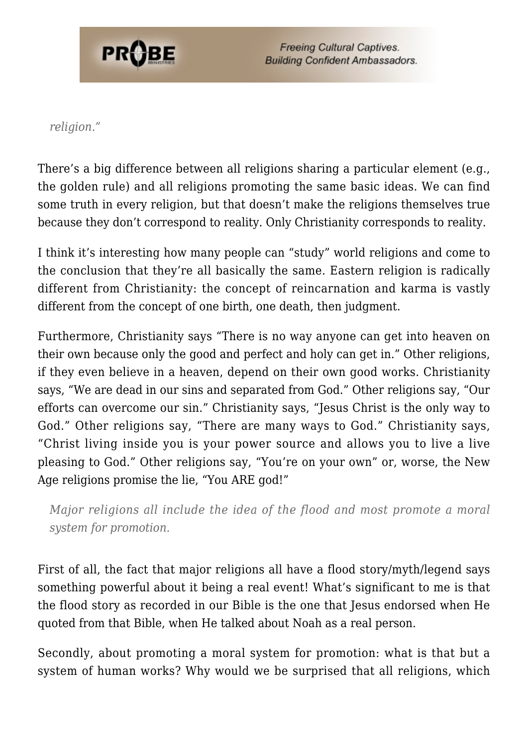> *religion."*

There's a big difference between all religions sharing a particular element (e.g., the golden rule) and all religions promoting the same basic ideas. We can find some truth in every religion, but that doesn't make the religions themselves true because they don't correspond to reality. Only Christianity corresponds to reality.

I think it's interesting how many people can "study" world religions and come to the conclusion that they're all basically the same. Eastern religion is radically different from Christianity: the concept of reincarnation and karma is vastly different from the concept of one birth, one death, then judgment.

Furthermore, Christianity says "There is no way anyone can get into heaven on their own because only the good and perfect and holy can get in." Other religions, if they even believe in a heaven, depend on their own good works. Christianity says, "We are dead in our sins and separated from God." Other religions say, "Our efforts can overcome our sin." Christianity says, "Jesus Christ is the only way to God." Other religions say, "There are many ways to God." Christianity says, "Christ living inside you is your power source and allows you to live a live pleasing to God." Other religions say, "You're on your own" or, worse, the New Age religions promise the lie, "You ARE god!"

> *Major religions all include the idea of the flood and most promote a moral system for promotion.*

First of all, the fact that major religions all have a flood story/myth/legend says something powerful about it being a real event! What's significant to me is that the flood story as recorded in our Bible is the one that Jesus endorsed when He quoted from that Bible, when He talked about Noah as a real person.

Secondly, about promoting a moral system for promotion: what is that but a system of human works? Why would we be surprised that all religions, which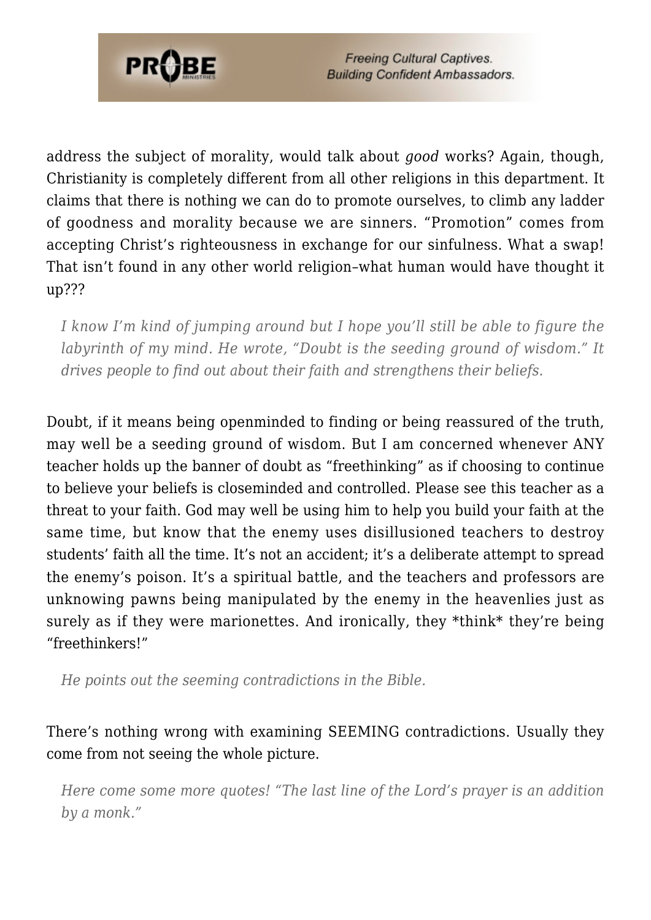address the subject of morality, would talk about *good* works? Again, though, Christianity is completely different from all other religions in this department. It claims that there is nothing we can do to promote ourselves, to climb any ladder of goodness and morality because we are sinners. “Promotion” comes from accepting Christ’s righteousness in exchange for our sinfulness. What a swap! That isn’t found in any other world religion–what human would have thought it up???

> *I know I’m kind of jumping around but I hope you’ll still be able to figure the labyrinth of my mind. He wrote, “Doubt is the seeding ground of wisdom.” It drives people to find out about their faith and strengthens their beliefs.*

Doubt, if it means being openminded to finding or being reassured of the truth, may well be a seeding ground of wisdom. But I am concerned whenever ANY teacher holds up the banner of doubt as “freethinking” as if choosing to continue to believe your beliefs is closeminded and controlled. Please see this teacher as a threat to your faith. God may well be using him to help you build your faith at the same time, but know that the enemy uses disillusioned teachers to destroy students’ faith all the time. It’s not an accident; it’s a deliberate attempt to spread the enemy’s poison. It’s a spiritual battle, and the teachers and professors are unknowing pawns being manipulated by the enemy in the heavenlies just as surely as if they were marionettes. And ironically, they *think* they’re being “freethinkers!”

> *He points out the seeming contradictions in the Bible.*

There’s nothing wrong with examining SEEMING contradictions. Usually they come from not seeing the whole picture.

> *Here come some more quotes! “The last line of the Lord’s prayer is an addition by a monk.”*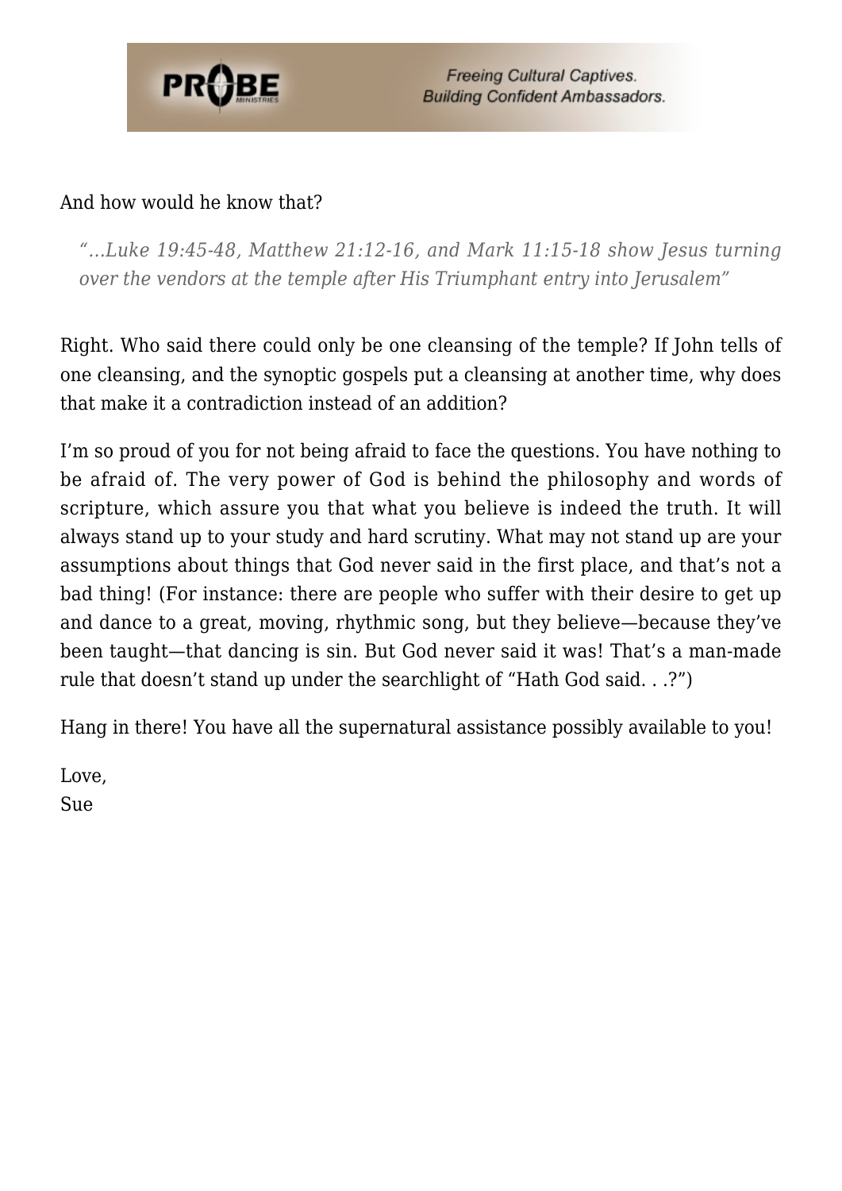And how would he know that?

> *"…Luke 19:45-48, Matthew 21:12-16, and Mark 11:15-18 show Jesus turning over the vendors at the temple after His Triumphant entry into Jerusalem"*

Right. Who said there could only be one cleansing of the temple? If John tells of one cleansing, and the synoptic gospels put a cleansing at another time, why does that make it a contradiction instead of an addition?

I'm so proud of you for not being afraid to face the questions. You have nothing to be afraid of. The very power of God is behind the philosophy and words of scripture, which assure you that what you believe is indeed the truth. It will always stand up to your study and hard scrutiny. What may not stand up are your assumptions about things that God never said in the first place, and that's not a bad thing! (For instance: there are people who suffer with their desire to get up and dance to a great, moving, rhythmic song, but they believe—because they've been taught—that dancing is sin. But God never said it was! That's a man-made rule that doesn't stand up under the searchlight of "Hath God said. . .?")

Hang in there! You have all the supernatural assistance possibly available to you!

Love,
Sue